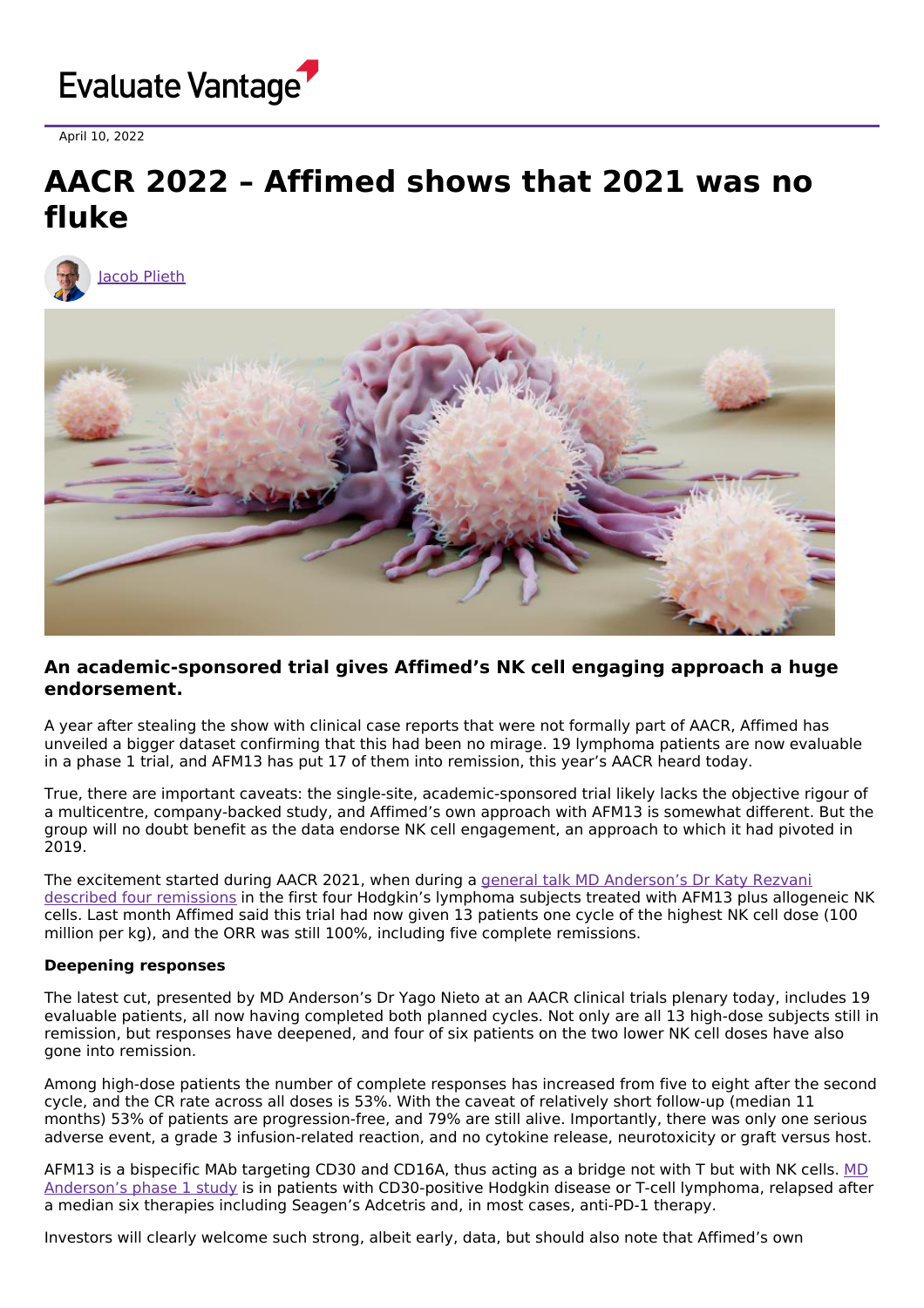Evaluate Vantage

April 10, 2022

# AACR 2022 – Affimed shows that 2021 was no fluke

Jacob Plieth

### An academic-sponsored trial gives Affimed's NK cell engaging approach a huge endorsement.

A year after stealing the show with clinical case reports that were not formally part of AACR, Affimed has unveiled a bigger dataset confirming that this had been no mirage. 19 lymphoma patients are now evaluable in a phase 1 trial, and AFM13 has put 17 of them into remission, this year's AACR heard today.

True, there are important caveats: the single-site, academic-sponsored trial likely lacks the objective rigour of a multicentre, company-backed study, and Affimed's own approach with AFM13 is somewhat different. But the group will no doubt benefit as the data endorse NK cell engagement, an approach to which it had pivoted in 2019.

The excitement started during AACR 2021, when during a general talk MD Anderson's Dr Katy Rezvani described four remissions in the first four Hodgkin's lymphoma subjects treated with AFM13 plus allogeneic NK cells. Last month Affimed said this trial had now given 13 patients one cycle of the highest NK cell dose (100 million per kg), and the ORR was still 100%, including five complete remissions.

#### Deepening responses

The latest cut, presented by MD Anderson's Dr Yago Nieto at an AACR clinical trials plenary today, includes 19 evaluable patients, all now having completed both planned cycles. Not only are all 13 high-dose subjects still in remission, but responses have deepened, and four of six patients on the two lower NK cell doses have also gone into remission.

Among high-dose patients the number of complete responses has increased from five to eight after the second cycle, and the CR rate across all doses is 53%. With the caveat of relatively short follow-up (median 11 months) 53% of patients are progression-free, and 79% are still alive. Importantly, there was only one serious adverse event, a grade 3 infusion-related reaction, and no cytokine release, neurotoxicity or graft versus host.

AFM13 is a bispecific MAb targeting CD30 and CD16A, thus acting as a bridge not with T but with NK cells. MD Anderson's phase 1 study is in patients with CD30-positive Hodgkin disease or T-cell lymphoma, relapsed after a median six therapies including Seagen's Adcetris and, in most cases, anti-PD-1 therapy.

Investors will clearly welcome such strong, albeit early, data, but should also note that Affimed's own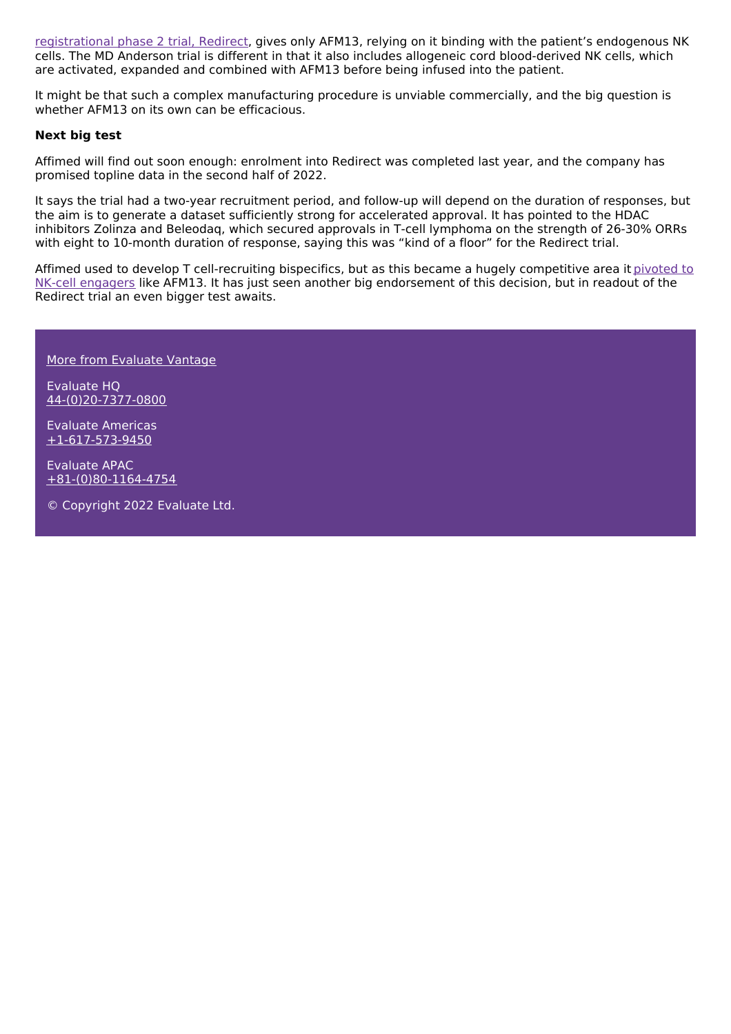[registrational phase 2 trial, Redirect](), gives only AFM13, relying on it binding with the patient's endogenous NK cells. The MD Anderson trial is different in that it also includes allogeneic cord blood-derived NK cells, which are activated, expanded and combined with AFM13 before being infused into the patient.

It might be that such a complex manufacturing procedure is unviable commercially, and the big question is whether AFM13 on its own can be efficacious.

**Next big test**

Affimed will find out soon enough: enrolment into Redirect was completed last year, and the company has promised topline data in the second half of 2022.

It says the trial had a two-year recruitment period, and follow-up will depend on the duration of responses, but the aim is to generate a dataset sufficiently strong for accelerated approval. It has pointed to the HDAC inhibitors Zolinza and Beleodaq, which secured approvals in T-cell lymphoma on the strength of 26-30% ORRs with eight to 10-month duration of response, saying this was "kind of a floor" for the Redirect trial.

Affimed used to develop T cell-recruiting bispecifics, but as this became a hugely competitive area it pivoted to NK-cell engagers like AFM13. It has just seen another big endorsement of this decision, but in readout of the Redirect trial an even bigger test awaits.

More from Evaluate Vantage

Evaluate HQ
44-(0)20-7377-0800

Evaluate Americas
+1-617-573-9450

Evaluate APAC
+81-(0)80-1164-4754

© Copyright 2022 Evaluate Ltd.